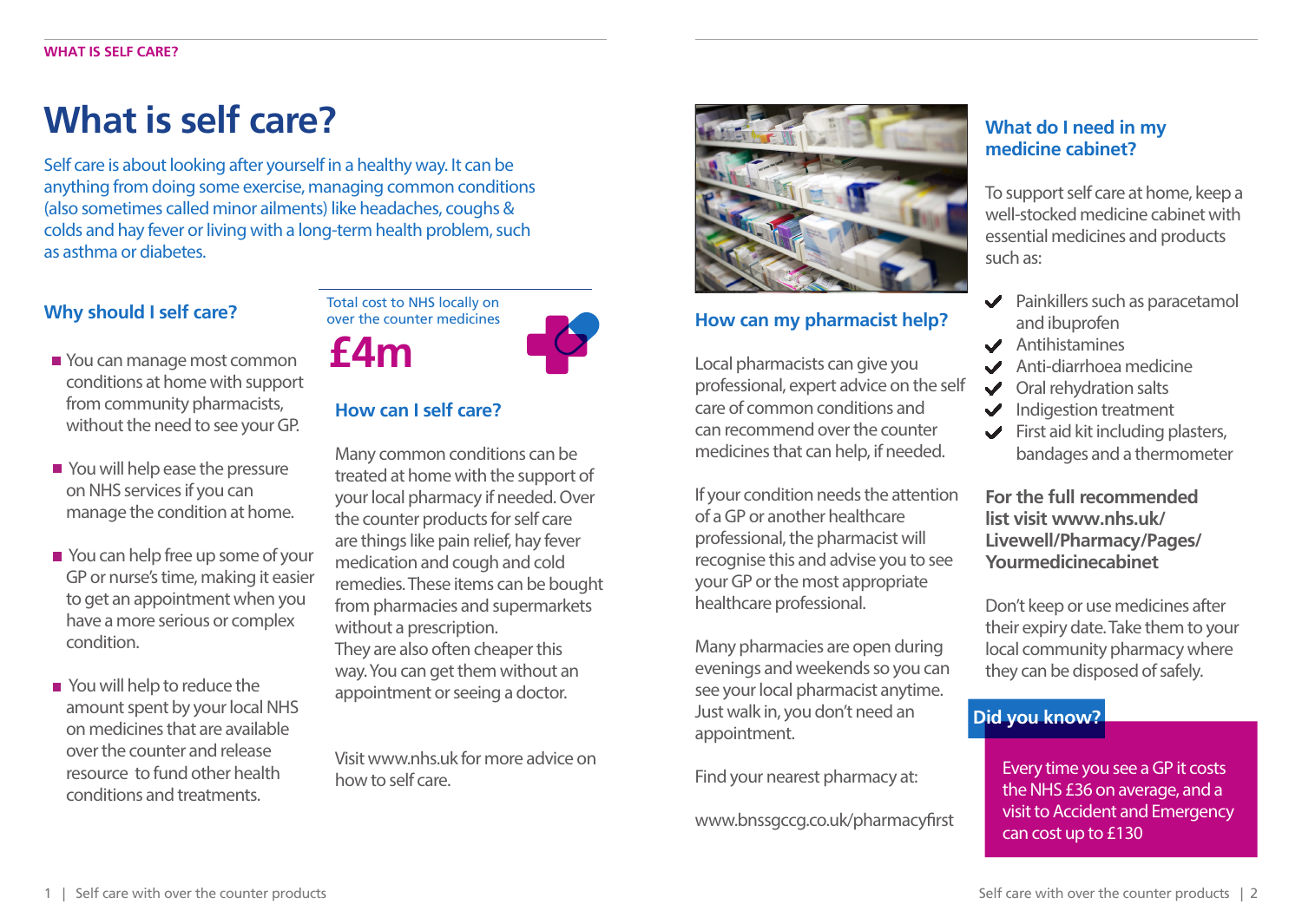# What is self care?

Self care is about looking after yourself in a healthy way. It can be anything from doing some exercise, managing common conditions (also sometimes called minor ailments) like headaches, coughs & colds and hay fever or living with a long-term health problem, such as asthma or diabetes.

## Why should I self care?

- You can manage most common conditions at home with support from community pharmacists, without the need to see your GP.
- You will help ease the pressure on NHS services if you can manage the condition at home.
- You can help free up some of your GP or nurse's time, making it easier to get an appointment when you have a more serious or complex condition.
- You will help to reduce the amount spent by your local NHS on medicines that are available over the counter and release resource to fund other health conditions and treatments.

Total cost to NHS locally on over the counter medicines

**£4m**

## How can I self care?

Many common conditions can be treated at home with the support of your local pharmacy if needed. Over the counter products for self care are things like pain relief, hay fever medication and cough and cold remedies. These items can be bought from pharmacies and supermarkets without a prescription.
They are also often cheaper this way. You can get them without an appointment or seeing a doctor.

Visit www.nhs.uk for more advice on how to self care.

## How can my pharmacist help?

Local pharmacists can give you professional, expert advice on the self care of common conditions and can recommend over the counter medicines that can help, if needed.

If your condition needs the attention of a GP or another healthcare professional, the pharmacist will recognise this and advise you to see your GP or the most appropriate healthcare professional.

Many pharmacies are open during evenings and weekends so you can see your local pharmacist anytime. Just walk in, you don't need an appointment.

Find your nearest pharmacy at:

www.bnssgccg.org.uk/pharmacyfirst

## What do I need in my medicine cabinet?

To support self care at home, keep a well-stocked medicine cabinet with essential medicines and products such as:

- ✔ Painkillers such as paracetamol and ibuprofen
- ✔ Antihistamines
- ✔ Anti-diarrhoea medicine
- ✔ Oral rehydration salts
- ✔ Indigestion treatment
- ✔ First aid kit including plasters, bandages and a thermometer

**For the full recommended list visit www.nhs.uk/Livewell/Pharmacy/Pages/Yourmedicinecabinet**

Don't keep or use medicines after their expiry date. Take them to your local community pharmacy where they can be disposed of safely.

**Did you know?**

Every time you see a GP it costs the NHS £36 on average, and a visit to Accident and Emergency can cost up to £130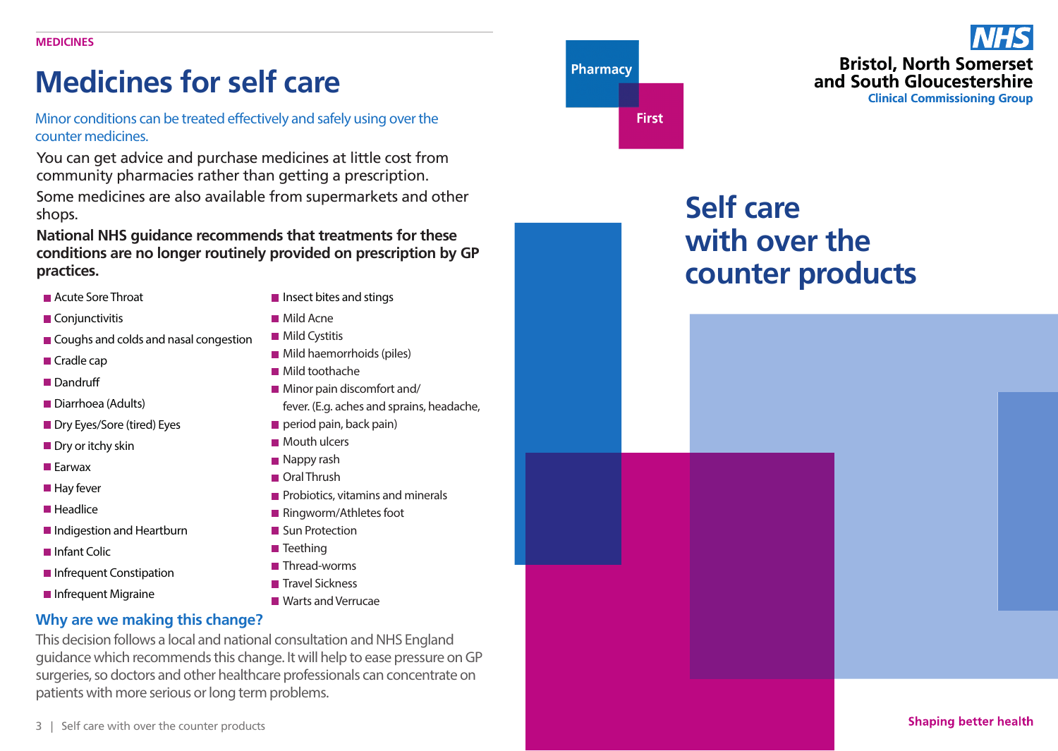MEDICINES

# Medicines for self care

Minor conditions can be treated effectively and safely using over the counter medicines.

You can get advice and purchase medicines at little cost from community pharmacies rather than getting a prescription.

Some medicines are also available from supermarkets and other shops.

**National NHS guidance recommends that treatments for these conditions are no longer routinely provided on prescription by GP practices.**

- Acute Sore Throat
- Conjunctivitis
- Coughs and colds and nasal congestion
- Cradle cap
- Dandruff
- Diarrhoea (Adults)
- Dry Eyes/Sore (tired) Eyes
- Dry or itchy skin
- Earwax
- Hay fever
- Headlice
- Indigestion and Heartburn
- Infant Colic
- Infrequent Constipation
- Infrequent Migraine
- Insect bites and stings
- Mild Acne
- Mild Cystitis
- Mild haemorrhoids (piles)
- Mild toothache
- Minor pain discomfort and/ fever. (E.g. aches and sprains, headache,
- period pain, back pain)
- Mouth ulcers
- Nappy rash
- Oral Thrush
- Probiotics, vitamins and minerals
- Ringworm/Athletes foot
- Sun Protection
- Teething
- Thread-worms
- Travel Sickness
- Warts and Verrucae

## Why are we making this change?

This decision follows a local and national consultation and NHS England guidance which recommends this change. It will help to ease pressure on GP surgeries, so doctors and other healthcare professionals can concentrate on patients with more serious or long term problems.

Pharmacy First

NHS
Bristol, North Somerset and South Gloucestershire
Clinical Commissioning Group

# Self care with over the counter products

Shaping better health